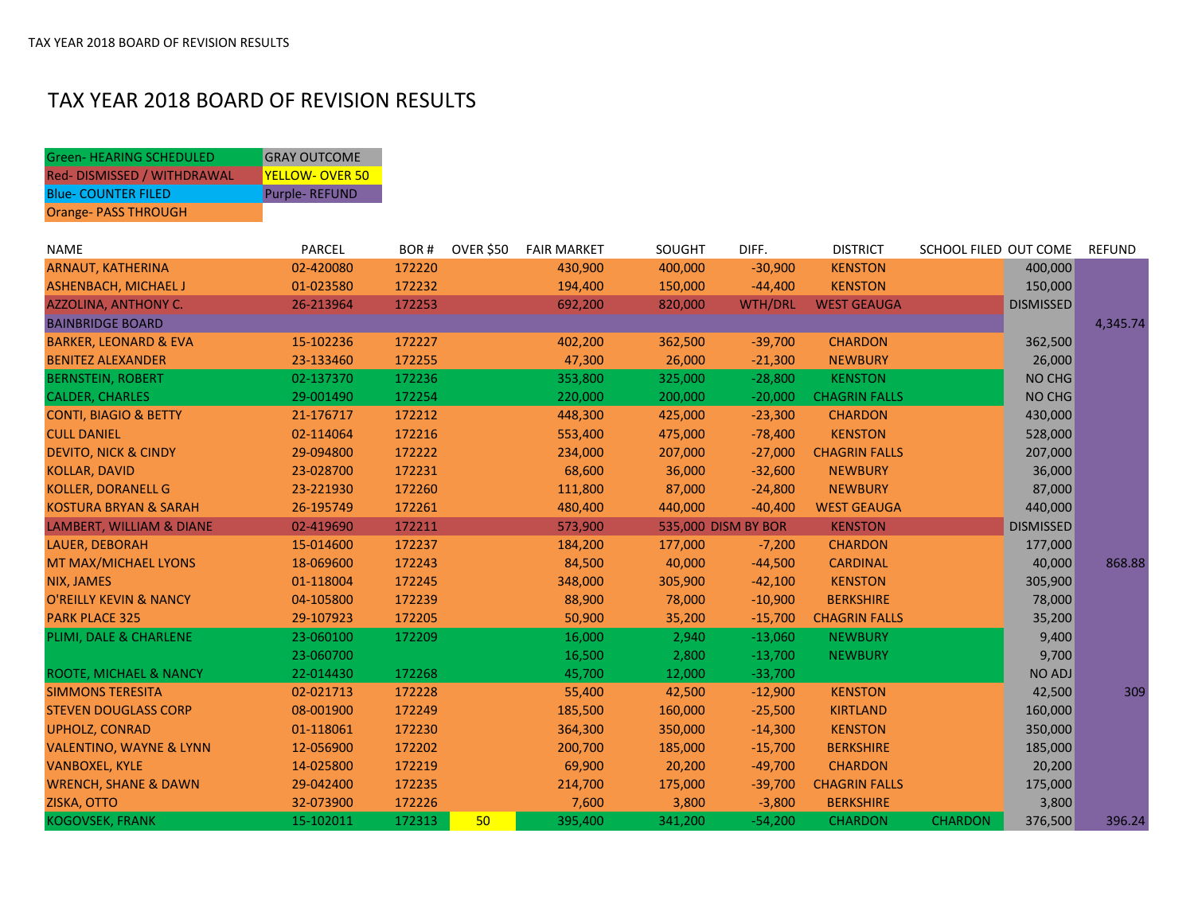# TAX YEAR 2018 BOARD OF REVISION RESULTS

| | |
|---|---|
| Green- HEARING SCHEDULED | GRAY OUTCOME |
| Red- DISMISSED / WITHDRAWAL | YELLOW- OVER 50 |
| Blue- COUNTER FILED | Purple- REFUND |
| Orange- PASS THROUGH | |

| NAME | PARCEL | BOR # | OVER $50 | FAIR MARKET | SOUGHT | DIFF. | DISTRICT | SCHOOL FILED | OUT COME | REFUND |
|---|---|---|---|---|---|---|---|---|---|---|
| ARNAUT, KATHERINA | 02-420080 | 172220 | | 430,900 | 400,000 | -30,900 | KENSTON | | 400,000 | |
| ASHENBACH, MICHAEL J | 01-023580 | 172232 | | 194,400 | 150,000 | -44,400 | KENSTON | | 150,000 | |
| AZZOLINA, ANTHONY C. | 26-213964 | 172253 | | 692,200 | 820,000 | WTH/DRL | WEST GEAUGA | | DISMISSED | |
| BAINBRIDGE BOARD | | | | | | | | | | 4,345.74 |
| BARKER, LEONARD & EVA | 15-102236 | 172227 | | 402,200 | 362,500 | -39,700 | CHARDON | | 362,500 | |
| BENITEZ ALEXANDER | 23-133460 | 172255 | | 47,300 | 26,000 | -21,300 | NEWBURY | | 26,000 | |
| BERNSTEIN, ROBERT | 02-137370 | 172236 | | 353,800 | 325,000 | -28,800 | KENSTON | | NO CHG | |
| CALDER, CHARLES | 29-001490 | 172254 | | 220,000 | 200,000 | -20,000 | CHAGRIN FALLS | | NO CHG | |
| CONTI, BIAGIO & BETTY | 21-176717 | 172212 | | 448,300 | 425,000 | -23,300 | CHARDON | | 430,000 | |
| CULL DANIEL | 02-114064 | 172216 | | 553,400 | 475,000 | -78,400 | KENSTON | | 528,000 | |
| DEVITO, NICK & CINDY | 29-094800 | 172222 | | 234,000 | 207,000 | -27,000 | CHAGRIN FALLS | | 207,000 | |
| KOLLAR, DAVID | 23-028700 | 172231 | | 68,600 | 36,000 | -32,600 | NEWBURY | | 36,000 | |
| KOLLER, DORANELL G | 23-221930 | 172260 | | 111,800 | 87,000 | -24,800 | NEWBURY | | 87,000 | |
| KOSTURA BRYAN & SARAH | 26-195749 | 172261 | | 480,400 | 440,000 | -40,400 | WEST GEAUGA | | 440,000 | |
| LAMBERT, WILLIAM & DIANE | 02-419690 | 172211 | | 573,900 | 535,000 | DISM BY BOR | KENSTON | | DISMISSED | |
| LAUER, DEBORAH | 15-014600 | 172237 | | 184,200 | 177,000 | -7,200 | CHARDON | | 177,000 | |
| MT MAX/MICHAEL LYONS | 18-069600 | 172243 | | 84,500 | 40,000 | -44,500 | CARDINAL | | 40,000 | 868.88 |
| NIX, JAMES | 01-118004 | 172245 | | 348,000 | 305,900 | -42,100 | KENSTON | | 305,900 | |
| O'REILLY KEVIN & NANCY | 04-105800 | 172239 | | 88,900 | 78,000 | -10,900 | BERKSHIRE | | 78,000 | |
| PARK PLACE 325 | 29-107923 | 172205 | | 50,900 | 35,200 | -15,700 | CHAGRIN FALLS | | 35,200 | |
| PLIMI, DALE & CHARLENE | 23-060100 | 172209 | | 16,000 | 2,940 | -13,060 | NEWBURY | | 9,400 | |
| | 23-060700 | | | 16,500 | 2,800 | -13,700 | NEWBURY | | 9,700 | |
| ROOTE, MICHAEL & NANCY | 22-014430 | 172268 | | 45,700 | 12,000 | -33,700 | | | NO ADJ | |
| SIMMONS TERESITA | 02-021713 | 172228 | | 55,400 | 42,500 | -12,900 | KENSTON | | 42,500 | 309 |
| STEVEN DOUGLASS CORP | 08-001900 | 172249 | | 185,500 | 160,000 | -25,500 | KIRTLAND | | 160,000 | |
| UPHOLZ, CONRAD | 01-118061 | 172230 | | 364,300 | 350,000 | -14,300 | KENSTON | | 350,000 | |
| VALENTINO, WAYNE & LYNN | 12-056900 | 172202 | | 200,700 | 185,000 | -15,700 | BERKSHIRE | | 185,000 | |
| VANBOXEL, KYLE | 14-025800 | 172219 | | 69,900 | 20,200 | -49,700 | CHARDON | | 20,200 | |
| WRENCH, SHANE & DAWN | 29-042400 | 172235 | | 214,700 | 175,000 | -39,700 | CHAGRIN FALLS | | 175,000 | |
| ZISKA, OTTO | 32-073900 | 172226 | | 7,600 | 3,800 | -3,800 | BERKSHIRE | | 3,800 | |
| KOGOVSEK, FRANK | 15-102011 | 172313 | 50 | 395,400 | 341,200 | -54,200 | CHARDON | CHARDON | 376,500 | 396.24 |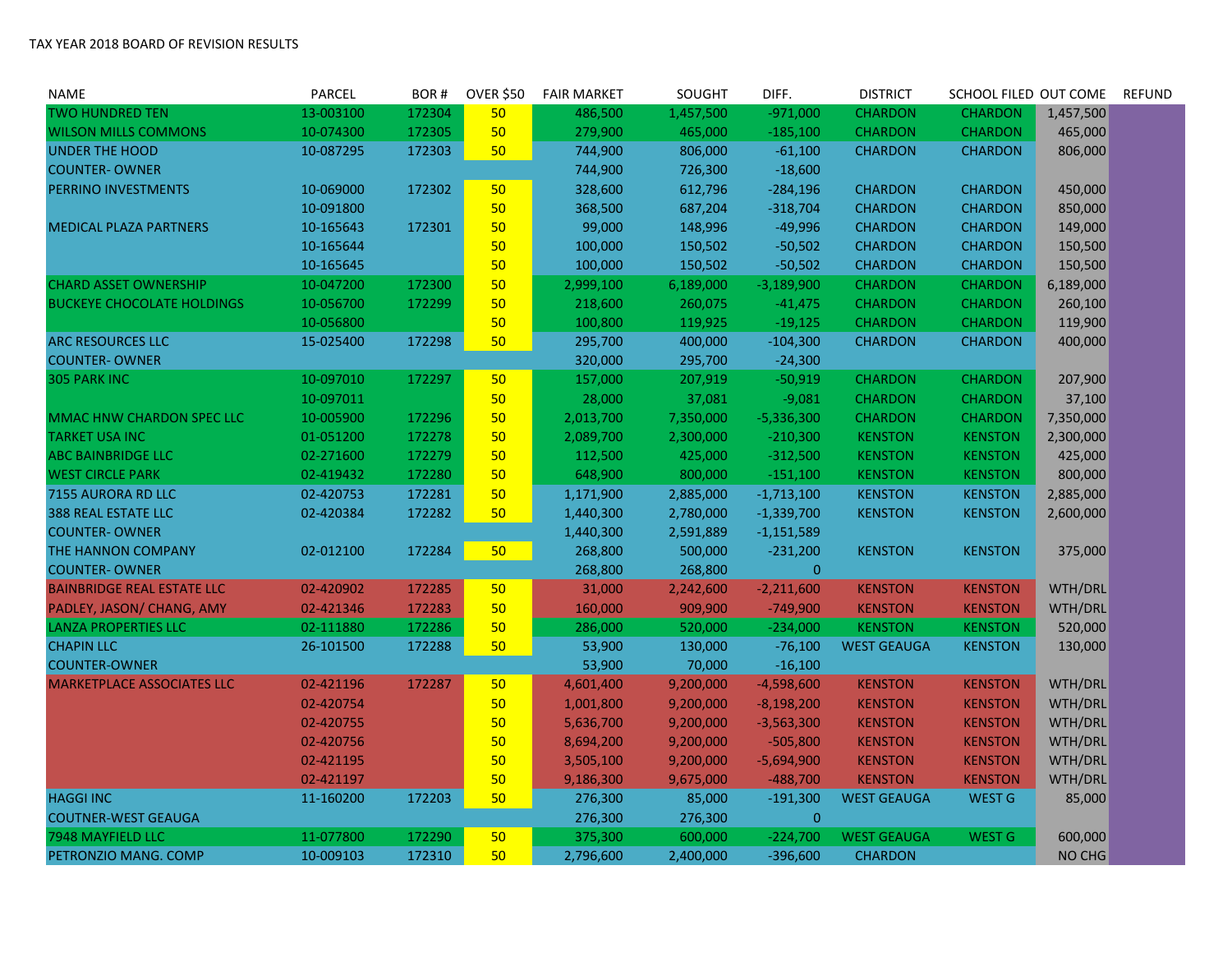TAX YEAR 2018 BOARD OF REVISION RESULTS

| NAME | PARCEL | BOR # | OVER $50 | FAIR MARKET | SOUGHT | DIFF. | DISTRICT | SCHOOL FILED | OUT COME | REFUND |
|---|---|---|---|---|---|---|---|---|---|---|
| TWO HUNDRED TEN | 13-003100 | 172304 | 50 | 486,500 | 1,457,500 | -971,000 | CHARDON | CHARDON | 1,457,500 | |
| WILSON MILLS COMMONS | 10-074300 | 172305 | 50 | 279,900 | 465,000 | -185,100 | CHARDON | CHARDON | 465,000 | |
| UNDER THE HOOD | 10-087295 | 172303 | 50 | 744,900 | 806,000 | -61,100 | CHARDON | CHARDON | 806,000 | |
| COUNTER- OWNER | | | | 744,900 | 726,300 | -18,600 | | | | |
| PERRINO INVESTMENTS | 10-069000 | 172302 | 50 | 328,600 | 612,796 | -284,196 | CHARDON | CHARDON | 450,000 | |
| | 10-091800 | | 50 | 368,500 | 687,204 | -318,704 | CHARDON | CHARDON | 850,000 | |
| MEDICAL PLAZA PARTNERS | 10-165643 | 172301 | 50 | 99,000 | 148,996 | -49,996 | CHARDON | CHARDON | 149,000 | |
| | 10-165644 | | 50 | 100,000 | 150,502 | -50,502 | CHARDON | CHARDON | 150,500 | |
| | 10-165645 | | 50 | 100,000 | 150,502 | -50,502 | CHARDON | CHARDON | 150,500 | |
| CHARD ASSET OWNERSHIP | 10-047200 | 172300 | 50 | 2,999,100 | 6,189,000 | -3,189,900 | CHARDON | CHARDON | 6,189,000 | |
| BUCKEYE CHOCOLATE HOLDINGS | 10-056700 | 172299 | 50 | 218,600 | 260,075 | -41,475 | CHARDON | CHARDON | 260,100 | |
| | 10-056800 | | 50 | 100,800 | 119,925 | -19,125 | CHARDON | CHARDON | 119,900 | |
| ARC RESOURCES LLC | 15-025400 | 172298 | 50 | 295,700 | 400,000 | -104,300 | CHARDON | CHARDON | 400,000 | |
| COUNTER- OWNER | | | | 320,000 | 295,700 | -24,300 | | | | |
| 305 PARK INC | 10-097010 | 172297 | 50 | 157,000 | 207,919 | -50,919 | CHARDON | CHARDON | 207,900 | |
| | 10-097011 | | 50 | 28,000 | 37,081 | -9,081 | CHARDON | CHARDON | 37,100 | |
| MMAC HNW CHARDON SPEC LLC | 10-005900 | 172296 | 50 | 2,013,700 | 7,350,000 | -5,336,300 | CHARDON | CHARDON | 7,350,000 | |
| TARKET USA INC | 01-051200 | 172278 | 50 | 2,089,700 | 2,300,000 | -210,300 | KENSTON | KENSTON | 2,300,000 | |
| ABC BAINBRIDGE LLC | 02-271600 | 172279 | 50 | 112,500 | 425,000 | -312,500 | KENSTON | KENSTON | 425,000 | |
| WEST CIRCLE PARK | 02-419432 | 172280 | 50 | 648,900 | 800,000 | -151,100 | KENSTON | KENSTON | 800,000 | |
| 7155 AURORA RD LLC | 02-420753 | 172281 | 50 | 1,171,900 | 2,885,000 | -1,713,100 | KENSTON | KENSTON | 2,885,000 | |
| 388 REAL ESTATE LLC | 02-420384 | 172282 | 50 | 1,440,300 | 2,780,000 | -1,339,700 | KENSTON | KENSTON | 2,600,000 | |
| COUNTER- OWNER | | | | 1,440,300 | 2,591,889 | -1,151,589 | | | | |
| THE HANNON COMPANY | 02-012100 | 172284 | 50 | 268,800 | 500,000 | -231,200 | KENSTON | KENSTON | 375,000 | |
| COUNTER- OWNER | | | | 268,800 | 268,800 | 0 | | | | |
| BAINBRIDGE REAL ESTATE LLC | 02-420902 | 172285 | 50 | 31,000 | 2,242,600 | -2,211,600 | KENSTON | KENSTON | WTH/DRL | |
| PADLEY, JASON/ CHANG, AMY | 02-421346 | 172283 | 50 | 160,000 | 909,900 | -749,900 | KENSTON | KENSTON | WTH/DRL | |
| LANZA PROPERTIES LLC | 02-111880 | 172286 | 50 | 286,000 | 520,000 | -234,000 | KENSTON | KENSTON | 520,000 | |
| CHAPIN LLC | 26-101500 | 172288 | 50 | 53,900 | 130,000 | -76,100 | WEST GEAUGA | KENSTON | 130,000 | |
| COUNTER-OWNER | | | | 53,900 | 70,000 | -16,100 | | | | |
| MARKETPLACE ASSOCIATES LLC | 02-421196 | 172287 | 50 | 4,601,400 | 9,200,000 | -4,598,600 | KENSTON | KENSTON | WTH/DRL | |
| | 02-420754 | | 50 | 1,001,800 | 9,200,000 | -8,198,200 | KENSTON | KENSTON | WTH/DRL | |
| | 02-420755 | | 50 | 5,636,700 | 9,200,000 | -3,563,300 | KENSTON | KENSTON | WTH/DRL | |
| | 02-420756 | | 50 | 8,694,200 | 9,200,000 | -505,800 | KENSTON | KENSTON | WTH/DRL | |
| | 02-421195 | | 50 | 3,505,100 | 9,200,000 | -5,694,900 | KENSTON | KENSTON | WTH/DRL | |
| | 02-421197 | | 50 | 9,186,300 | 9,675,000 | -488,700 | KENSTON | KENSTON | WTH/DRL | |
| HAGGI INC | 11-160200 | 172203 | 50 | 276,300 | 85,000 | -191,300 | WEST GEAUGA | WEST G | 85,000 | |
| COUTNER-WEST GEAUGA | | | | 276,300 | 276,300 | 0 | | | | |
| 7948 MAYFIELD LLC | 11-077800 | 172290 | 50 | 375,300 | 600,000 | -224,700 | WEST GEAUGA | WEST G | 600,000 | |
| PETRONZIO MANG. COMP | 10-009103 | 172310 | 50 | 2,796,600 | 2,400,000 | -396,600 | CHARDON | | NO CHG | |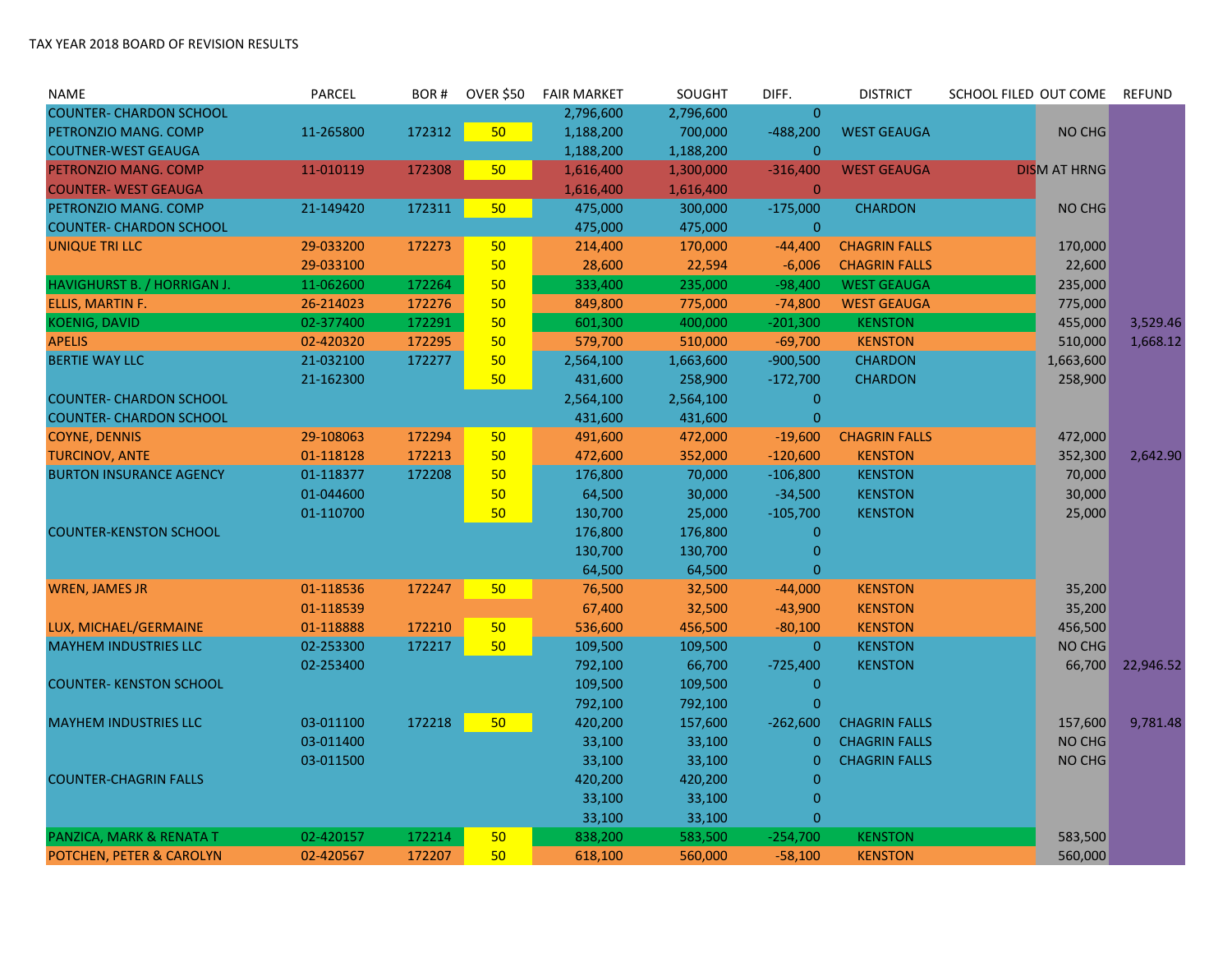TAX YEAR 2018 BOARD OF REVISION RESULTS

| NAME | PARCEL | BOR # | OVER $50 | FAIR MARKET | SOUGHT | DIFF. | DISTRICT | SCHOOL FILED | OUT COME | REFUND |
|---|---|---|---|---|---|---|---|---|---|---|
| COUNTER- CHARDON SCHOOL | | | | 2,796,600 | 2,796,600 | 0 | | | | |
| PETRONZIO MANG. COMP | 11-265800 | 172312 | 50 | 1,188,200 | 700,000 | -488,200 | WEST GEAUGA | | NO CHG | |
| COUTNER-WEST GEAUGA | | | | 1,188,200 | 1,188,200 | 0 | | | | |
| PETRONZIO MANG. COMP | 11-010119 | 172308 | 50 | 1,616,400 | 1,300,000 | -316,400 | WEST GEAUGA | | DISM AT HRNG | |
| COUNTER- WEST GEAUGA | | | | 1,616,400 | 1,616,400 | 0 | | | | |
| PETRONZIO MANG. COMP | 21-149420 | 172311 | 50 | 475,000 | 300,000 | -175,000 | CHARDON | | NO CHG | |
| COUNTER- CHARDON SCHOOL | | | | 475,000 | 475,000 | 0 | | | | |
| UNIQUE TRI LLC | 29-033200 | 172273 | 50 | 214,400 | 170,000 | -44,400 | CHAGRIN FALLS | | 170,000 | |
| | 29-033100 | | 50 | 28,600 | 22,594 | -6,006 | CHAGRIN FALLS | | 22,600 | |
| HAVIGHURST B. / HORRIGAN J. | 11-062600 | 172264 | 50 | 333,400 | 235,000 | -98,400 | WEST GEAUGA | | 235,000 | |
| ELLIS, MARTIN F. | 26-214023 | 172276 | 50 | 849,800 | 775,000 | -74,800 | WEST GEAUGA | | 775,000 | |
| KOENIG, DAVID | 02-377400 | 172291 | 50 | 601,300 | 400,000 | -201,300 | KENSTON | | 455,000 | 3,529.46 |
| APELIS | 02-420320 | 172295 | 50 | 579,700 | 510,000 | -69,700 | KENSTON | | 510,000 | 1,668.12 |
| BERTIE WAY LLC | 21-032100 | 172277 | 50 | 2,564,100 | 1,663,600 | -900,500 | CHARDON | | 1,663,600 | |
| | 21-162300 | | 50 | 431,600 | 258,900 | -172,700 | CHARDON | | 258,900 | |
| COUNTER- CHARDON SCHOOL | | | | 2,564,100 | 2,564,100 | 0 | | | | |
| COUNTER- CHARDON SCHOOL | | | | 431,600 | 431,600 | 0 | | | | |
| COYNE, DENNIS | 29-108063 | 172294 | 50 | 491,600 | 472,000 | -19,600 | CHAGRIN FALLS | | 472,000 | |
| TURCINOV, ANTE | 01-118128 | 172213 | 50 | 472,600 | 352,000 | -120,600 | KENSTON | | 352,300 | 2,642.90 |
| BURTON INSURANCE AGENCY | 01-118377 | 172208 | 50 | 176,800 | 70,000 | -106,800 | KENSTON | | 70,000 | |
| | 01-044600 | | 50 | 64,500 | 30,000 | -34,500 | KENSTON | | 30,000 | |
| | 01-110700 | | 50 | 130,700 | 25,000 | -105,700 | KENSTON | | 25,000 | |
| COUNTER-KENSTON SCHOOL | | | | 176,800 | 176,800 | 0 | | | | |
| | | | | 130,700 | 130,700 | 0 | | | | |
| | | | | 64,500 | 64,500 | 0 | | | | |
| WREN, JAMES JR | 01-118536 | 172247 | 50 | 76,500 | 32,500 | -44,000 | KENSTON | | 35,200 | |
| | 01-118539 | | | 67,400 | 32,500 | -43,900 | KENSTON | | 35,200 | |
| LUX, MICHAEL/GERMAINE | 01-118888 | 172210 | 50 | 536,600 | 456,500 | -80,100 | KENSTON | | 456,500 | |
| MAYHEM INDUSTRIES LLC | 02-253300 | 172217 | 50 | 109,500 | 109,500 | 0 | KENSTON | | NO CHG | |
| | 02-253400 | | | 792,100 | 66,700 | -725,400 | KENSTON | | 66,700 | 22,946.52 |
| COUNTER- KENSTON SCHOOL | | | | 109,500 | 109,500 | 0 | | | | |
| | | | | 792,100 | 792,100 | 0 | | | | |
| MAYHEM INDUSTRIES LLC | 03-011100 | 172218 | 50 | 420,200 | 157,600 | -262,600 | CHAGRIN FALLS | | 157,600 | 9,781.48 |
| | 03-011400 | | | 33,100 | 33,100 | 0 | CHAGRIN FALLS | | NO CHG | |
| | 03-011500 | | | 33,100 | 33,100 | 0 | CHAGRIN FALLS | | NO CHG | |
| COUNTER-CHAGRIN FALLS | | | | 420,200 | 420,200 | 0 | | | | |
| | | | | 33,100 | 33,100 | 0 | | | | |
| | | | | 33,100 | 33,100 | 0 | | | | |
| PANZICA, MARK & RENATA T | 02-420157 | 172214 | 50 | 838,200 | 583,500 | -254,700 | KENSTON | | 583,500 | |
| POTCHEN, PETER & CAROLYN | 02-420567 | 172207 | 50 | 618,100 | 560,000 | -58,100 | KENSTON | | 560,000 | |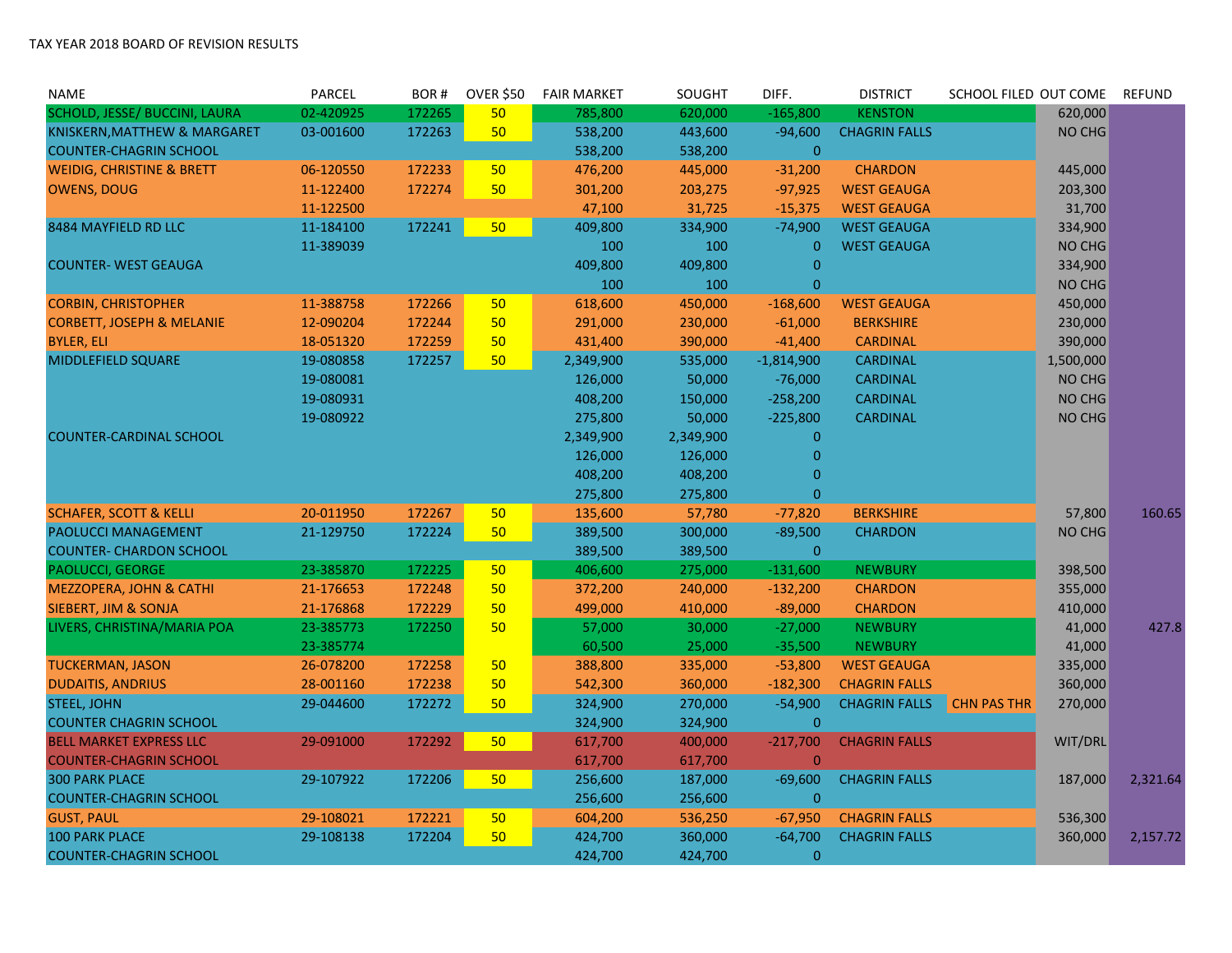TAX YEAR 2018 BOARD OF REVISION RESULTS

| NAME | PARCEL | BOR # | OVER $50 | FAIR MARKET | SOUGHT | DIFF. | DISTRICT | SCHOOL FILED | OUT COME | REFUND |
|---|---|---|---|---|---|---|---|---|---|---|
| SCHOLD, JESSE/ BUCCINI, LAURA | 02-420925 | 172265 | 50 | 785,800 | 620,000 | -165,800 | KENSTON | | 620,000 | |
| KNISKERN,MATTHEW & MARGARET | 03-001600 | 172263 | 50 | 538,200 | 443,600 | -94,600 | CHAGRIN FALLS | | NO CHG | |
| COUNTER-CHAGRIN SCHOOL | | | | 538,200 | 538,200 | 0 | | | | |
| WEIDIG, CHRISTINE & BRETT | 06-120550 | 172233 | 50 | 476,200 | 445,000 | -31,200 | CHARDON | | 445,000 | |
| OWENS, DOUG | 11-122400 | 172274 | 50 | 301,200 | 203,275 | -97,925 | WEST GEAUGA | | 203,300 | |
| | 11-122500 | | | 47,100 | 31,725 | -15,375 | WEST GEAUGA | | 31,700 | |
| 8484 MAYFIELD RD LLC | 11-184100 | 172241 | 50 | 409,800 | 334,900 | -74,900 | WEST GEAUGA | | 334,900 | |
| | 11-389039 | | | 100 | 100 | 0 | WEST GEAUGA | | NO CHG | |
| COUNTER- WEST GEAUGA | | | | 409,800 | 409,800 | 0 | | | 334,900 | |
| | | | | 100 | 100 | 0 | | | NO CHG | |
| CORBIN, CHRISTOPHER | 11-388758 | 172266 | 50 | 618,600 | 450,000 | -168,600 | WEST GEAUGA | | 450,000 | |
| CORBETT, JOSEPH & MELANIE | 12-090204 | 172244 | 50 | 291,000 | 230,000 | -61,000 | BERKSHIRE | | 230,000 | |
| BYLER, ELI | 18-051320 | 172259 | 50 | 431,400 | 390,000 | -41,400 | CARDINAL | | 390,000 | |
| MIDDLEFIELD SQUARE | 19-080858 | 172257 | 50 | 2,349,900 | 535,000 | -1,814,900 | CARDINAL | | 1,500,000 | |
| | 19-080081 | | | 126,000 | 50,000 | -76,000 | CARDINAL | | NO CHG | |
| | 19-080931 | | | 408,200 | 150,000 | -258,200 | CARDINAL | | NO CHG | |
| | 19-080922 | | | 275,800 | 50,000 | -225,800 | CARDINAL | | NO CHG | |
| COUNTER-CARDINAL SCHOOL | | | | 2,349,900 | 2,349,900 | 0 | | | | |
| | | | | 126,000 | 126,000 | 0 | | | | |
| | | | | 408,200 | 408,200 | 0 | | | | |
| | | | | 275,800 | 275,800 | 0 | | | | |
| SCHAFER, SCOTT & KELLI | 20-011950 | 172267 | 50 | 135,600 | 57,780 | -77,820 | BERKSHIRE | | 57,800 | 160.65 |
| PAOLUCCI MANAGEMENT | 21-129750 | 172224 | 50 | 389,500 | 300,000 | -89,500 | CHARDON | | NO CHG | |
| COUNTER- CHARDON SCHOOL | | | | 389,500 | 389,500 | 0 | | | | |
| PAOLUCCI, GEORGE | 23-385870 | 172225 | 50 | 406,600 | 275,000 | -131,600 | NEWBURY | | 398,500 | |
| MEZZOPERA, JOHN & CATHI | 21-176653 | 172248 | 50 | 372,200 | 240,000 | -132,200 | CHARDON | | 355,000 | |
| SIEBERT, JIM & SONJA | 21-176868 | 172229 | 50 | 499,000 | 410,000 | -89,000 | CHARDON | | 410,000 | |
| LIVERS, CHRISTINA/MARIA POA | 23-385773 | 172250 | 50 | 57,000 | 30,000 | -27,000 | NEWBURY | | 41,000 | 427.8 |
| | 23-385774 | | | 60,500 | 25,000 | -35,500 | NEWBURY | | 41,000 | |
| TUCKERMAN, JASON | 26-078200 | 172258 | 50 | 388,800 | 335,000 | -53,800 | WEST GEAUGA | | 335,000 | |
| DUDAITIS, ANDRIUS | 28-001160 | 172238 | 50 | 542,300 | 360,000 | -182,300 | CHAGRIN FALLS | | 360,000 | |
| STEEL, JOHN | 29-044600 | 172272 | 50 | 324,900 | 270,000 | -54,900 | CHAGRIN FALLS | CHN PAS THR | 270,000 | |
| COUNTER CHAGRIN SCHOOL | | | | 324,900 | 324,900 | 0 | | | | |
| BELL MARKET EXPRESS LLC | 29-091000 | 172292 | 50 | 617,700 | 400,000 | -217,700 | CHAGRIN FALLS | | WIT/DRL | |
| COUNTER-CHAGRIN SCHOOL | | | | 617,700 | 617,700 | 0 | | | | |
| 300 PARK PLACE | 29-107922 | 172206 | 50 | 256,600 | 187,000 | -69,600 | CHAGRIN FALLS | | 187,000 | 2,321.64 |
| COUNTER-CHAGRIN SCHOOL | | | | 256,600 | 256,600 | 0 | | | | |
| GUST, PAUL | 29-108021 | 172221 | 50 | 604,200 | 536,250 | -67,950 | CHAGRIN FALLS | | 536,300 | |
| 100 PARK PLACE | 29-108138 | 172204 | 50 | 424,700 | 360,000 | -64,700 | CHAGRIN FALLS | | 360,000 | 2,157.72 |
| COUNTER-CHAGRIN SCHOOL | | | | 424,700 | 424,700 | 0 | | | | |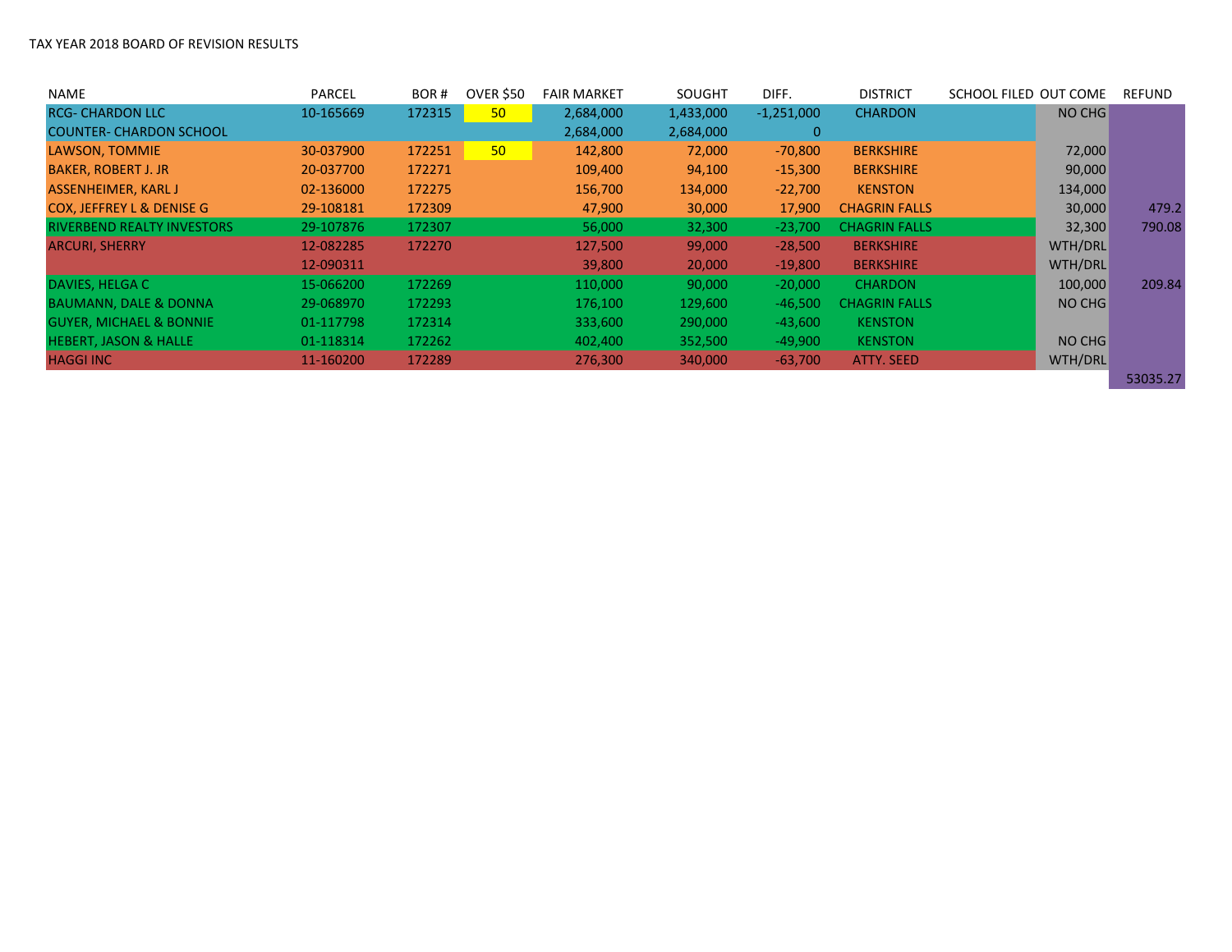TAX YEAR 2018 BOARD OF REVISION RESULTS

| NAME | PARCEL | BOR # | OVER $50 | FAIR MARKET | SOUGHT | DIFF. | DISTRICT | SCHOOL FILED | OUT COME | REFUND |
|---|---|---|---|---|---|---|---|---|---|---|
| RCG- CHARDON LLC | 10-165669 | 172315 | 50 | 2,684,000 | 1,433,000 | -1,251,000 | CHARDON | | NO CHG | |
| COUNTER- CHARDON SCHOOL | | | | 2,684,000 | 2,684,000 | 0 | | | | |
| LAWSON, TOMMIE | 30-037900 | 172251 | 50 | 142,800 | 72,000 | -70,800 | BERKSHIRE | | 72,000 | |
| BAKER, ROBERT J. JR | 20-037700 | 172271 | | 109,400 | 94,100 | -15,300 | BERKSHIRE | | 90,000 | |
| ASSENHEIMER, KARL J | 02-136000 | 172275 | | 156,700 | 134,000 | -22,700 | KENSTON | | 134,000 | |
| COX, JEFFREY L & DENISE G | 29-108181 | 172309 | | 47,900 | 30,000 | 17,900 | CHAGRIN FALLS | | 30,000 | 479.2 |
| RIVERBEND REALTY INVESTORS | 29-107876 | 172307 | | 56,000 | 32,300 | -23,700 | CHAGRIN FALLS | | 32,300 | 790.08 |
| ARCURI, SHERRY | 12-082285 | 172270 | | 127,500 | 99,000 | -28,500 | BERKSHIRE | | WTH/DRL | |
| | 12-090311 | | | 39,800 | 20,000 | -19,800 | BERKSHIRE | | WTH/DRL | |
| DAVIES, HELGA C | 15-066200 | 172269 | | 110,000 | 90,000 | -20,000 | CHARDON | | 100,000 | 209.84 |
| BAUMANN, DALE & DONNA | 29-068970 | 172293 | | 176,100 | 129,600 | -46,500 | CHAGRIN FALLS | | NO CHG | |
| GUYER, MICHAEL & BONNIE | 01-117798 | 172314 | | 333,600 | 290,000 | -43,600 | KENSTON | | | |
| HEBERT, JASON & HALLE | 01-118314 | 172262 | | 402,400 | 352,500 | -49,900 | KENSTON | | NO CHG | |
| HAGGI INC | 11-160200 | 172289 | | 276,300 | 340,000 | -63,700 | ATTY. SEED | | WTH/DRL | |
| | | | | | | | | | | 53035.27 |